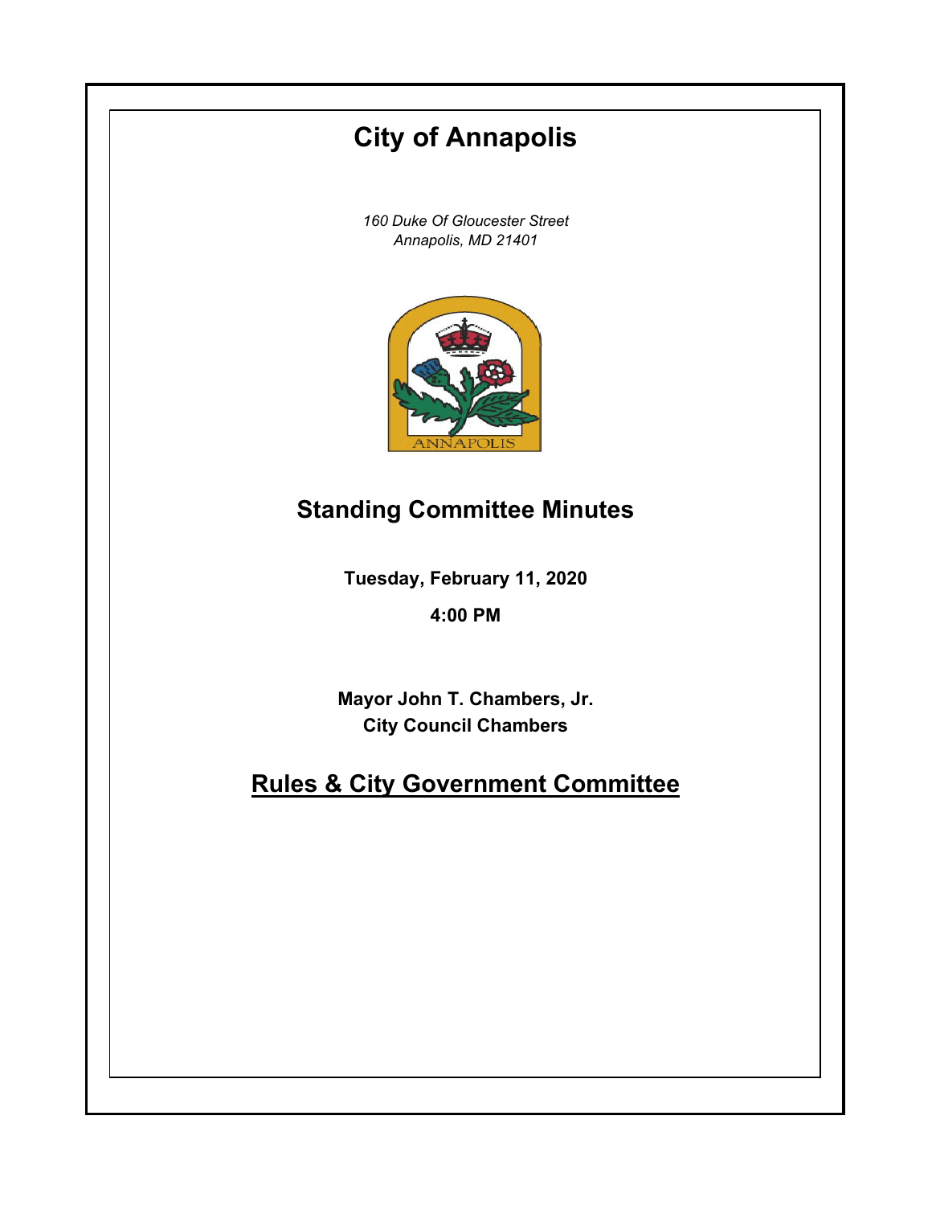# City of Annapolis

*160 Duke Of Gloucester Street*
*Annapolis, MD 21401*

## Standing Committee Minutes

**Tuesday, February 11, 2020**

**4:00 PM**

**Mayor John T. Chambers, Jr.**
**City Council Chambers**

## Rules & City Government Committee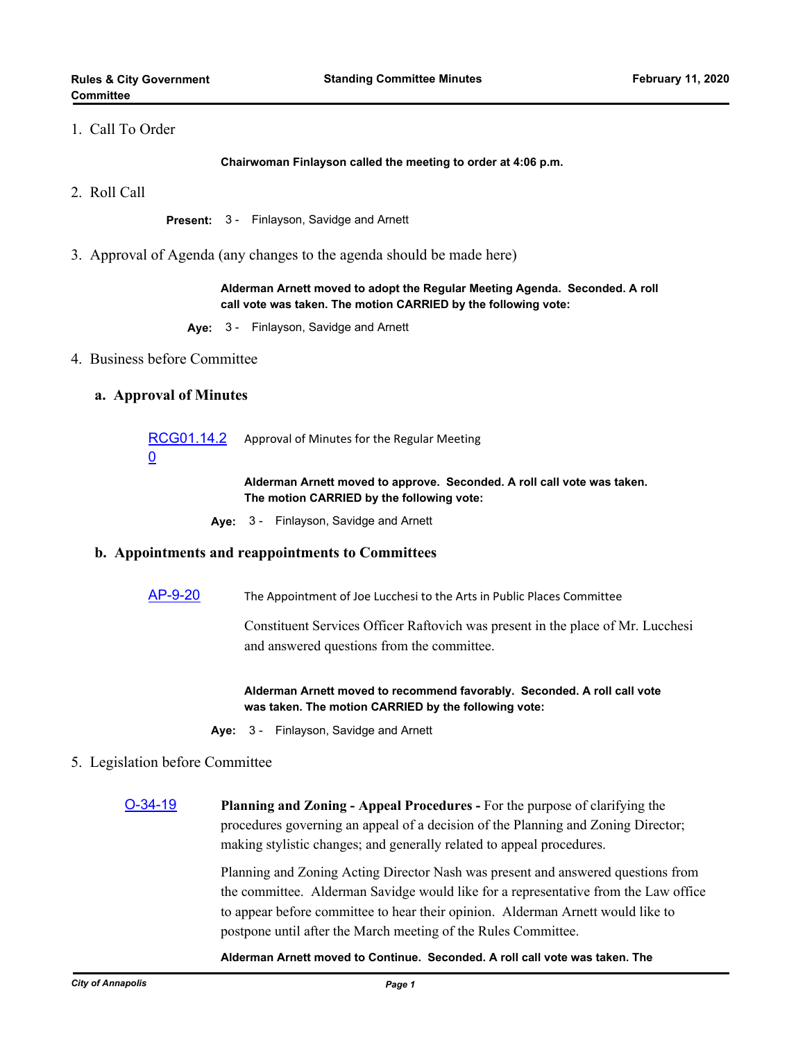1. Call To Order

**Chairwoman Finlayson called the meeting to order at 4:06 p.m.**

2. Roll Call

**Present:** 3 - Finlayson, Savidge and Arnett

3. Approval of Agenda (any changes to the agenda should be made here)

**Alderman Arnett moved to adopt the Regular Meeting Agenda. Seconded. A roll call vote was taken. The motion CARRIED by the following vote:**

**Aye:** 3 - Finlayson, Savidge and Arnett

4. Business before Committee

### a. Approval of Minutes

RCG01.14.20 Approval of Minutes for the Regular Meeting

**Alderman Arnett moved to approve. Seconded. A roll call vote was taken. The motion CARRIED by the following vote:**

**Aye:** 3 - Finlayson, Savidge and Arnett

### b. Appointments and reappointments to Committees

AP-9-20 The Appointment of Joe Lucchesi to the Arts in Public Places Committee

Constituent Services Officer Raftovich was present in the place of Mr. Lucchesi and answered questions from the committee.

**Alderman Arnett moved to recommend favorably. Seconded. A roll call vote was taken. The motion CARRIED by the following vote:**

**Aye:** 3 - Finlayson, Savidge and Arnett

5. Legislation before Committee

O-34-19 **Planning and Zoning - Appeal Procedures -** For the purpose of clarifying the procedures governing an appeal of a decision of the Planning and Zoning Director; making stylistic changes; and generally related to appeal procedures.

Planning and Zoning Acting Director Nash was present and answered questions from the committee. Alderman Savidge would like for a representative from the Law office to appear before committee to hear their opinion. Alderman Arnett would like to postpone until after the March meeting of the Rules Committee.

**Alderman Arnett moved to Continue. Seconded. A roll call vote was taken. The**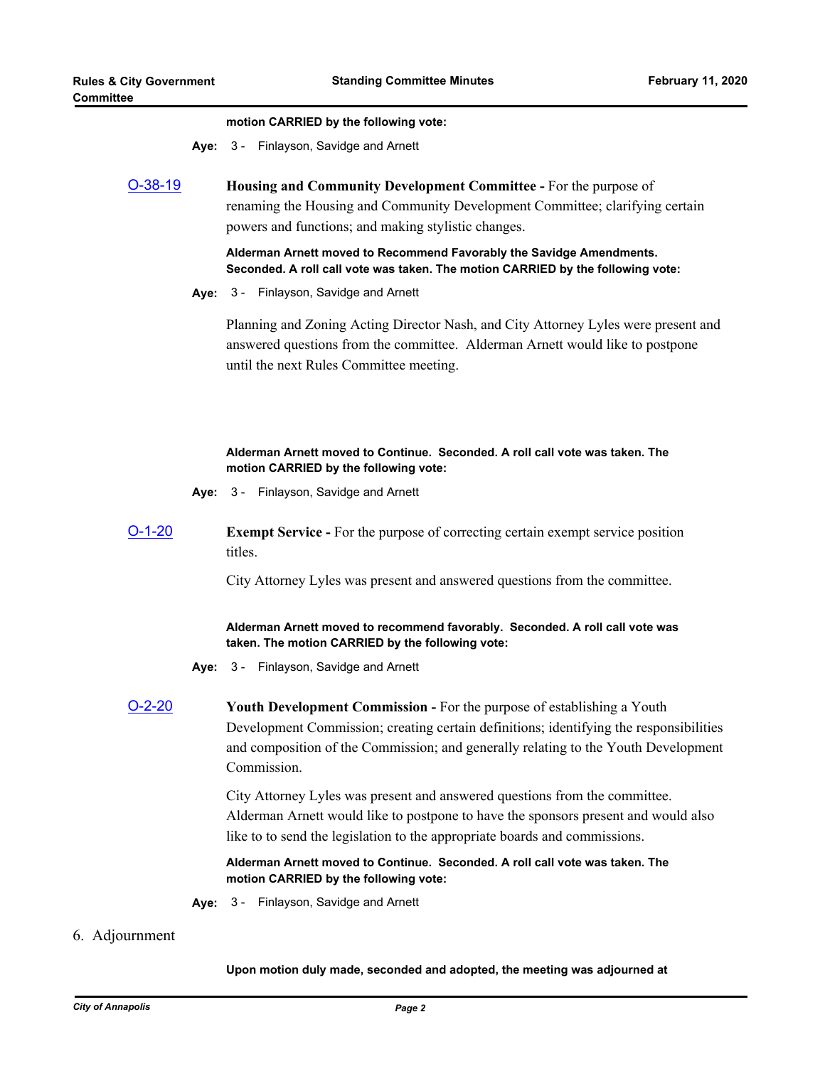**motion CARRIED by the following vote:**

**Aye:** 3 - Finlayson, Savidge and Arnett

O-38-19 **Housing and Community Development Committee -** For the purpose of renaming the Housing and Community Development Committee; clarifying certain powers and functions; and making stylistic changes.

**Alderman Arnett moved to Recommend Favorably the Savidge Amendments. Seconded. A roll call vote was taken. The motion CARRIED by the following vote:**

**Aye:** 3 - Finlayson, Savidge and Arnett

Planning and Zoning Acting Director Nash, and City Attorney Lyles were present and answered questions from the committee. Alderman Arnett would like to postpone until the next Rules Committee meeting.

**Alderman Arnett moved to Continue. Seconded. A roll call vote was taken. The motion CARRIED by the following vote:**

**Aye:** 3 - Finlayson, Savidge and Arnett

O-1-20 **Exempt Service -** For the purpose of correcting certain exempt service position titles.

City Attorney Lyles was present and answered questions from the committee.

**Alderman Arnett moved to recommend favorably. Seconded. A roll call vote was taken. The motion CARRIED by the following vote:**

**Aye:** 3 - Finlayson, Savidge and Arnett

O-2-20 **Youth Development Commission -** For the purpose of establishing a Youth Development Commission; creating certain definitions; identifying the responsibilities and composition of the Commission; and generally relating to the Youth Development Commission.

City Attorney Lyles was present and answered questions from the committee. Alderman Arnett would like to postpone to have the sponsors present and would also like to to send the legislation to the appropriate boards and commissions.

**Alderman Arnett moved to Continue. Seconded. A roll call vote was taken. The motion CARRIED by the following vote:**

**Aye:** 3 - Finlayson, Savidge and Arnett

6. Adjournment

**Upon motion duly made, seconded and adopted, the meeting was adjourned at**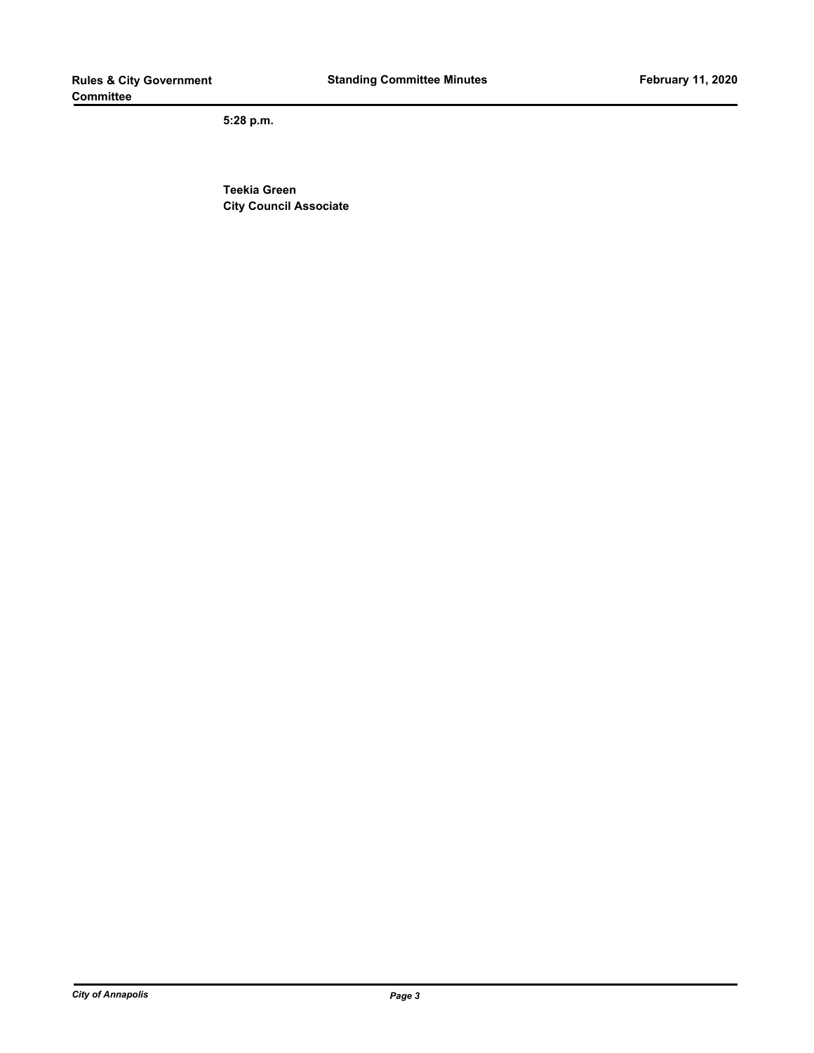**5:28 p.m.**

**Teekia Green**
**City Council Associate**